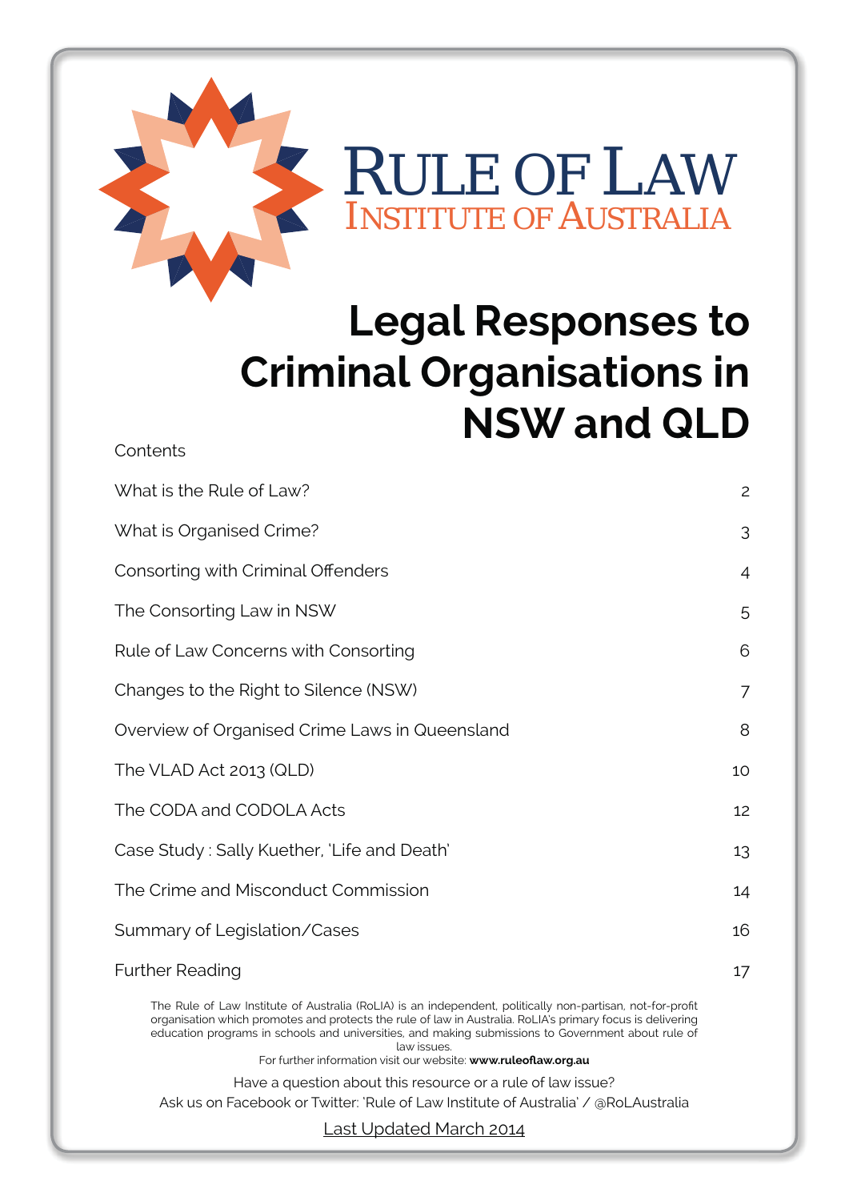Rule of Law
Institute of Australia

# Legal Responses to Criminal Organisations in NSW and QLD

Contents

| | |
|---|---|
| What is the Rule of Law? | 2 |
| What is Organised Crime? | 3 |
| Consorting with Criminal Offenders | 4 |
| The Consorting Law in NSW | 5 |
| Rule of Law Concerns with Consorting | 6 |
| Changes to the Right to Silence (NSW) | 7 |
| Overview of Organised Crime Laws in Queensland | 8 |
| The VLAD Act 2013 (QLD) | 10 |
| The CODA and CODOLA Acts | 12 |
| Case Study : Sally Kuether, 'Life and Death' | 13 |
| The Crime and Misconduct Commission | 14 |
| Summary of Legislation/Cases | 16 |
| Further Reading | 17 |

The Rule of Law Institute of Australia (RoLIA) is an independent, politically non-partisan, not-for-profit organisation which promotes and protects the rule of law in Australia. RoLIA's primary focus is delivering education programs in schools and universities, and making submissions to Government about rule of law issues.
For further information visit our website: **www.ruleoflaw.org.au**

Have a question about this resource or a rule of law issue?
Ask us on Facebook or Twitter: 'Rule of Law Institute of Australia' / @RoLAustralia

Last Updated March 2014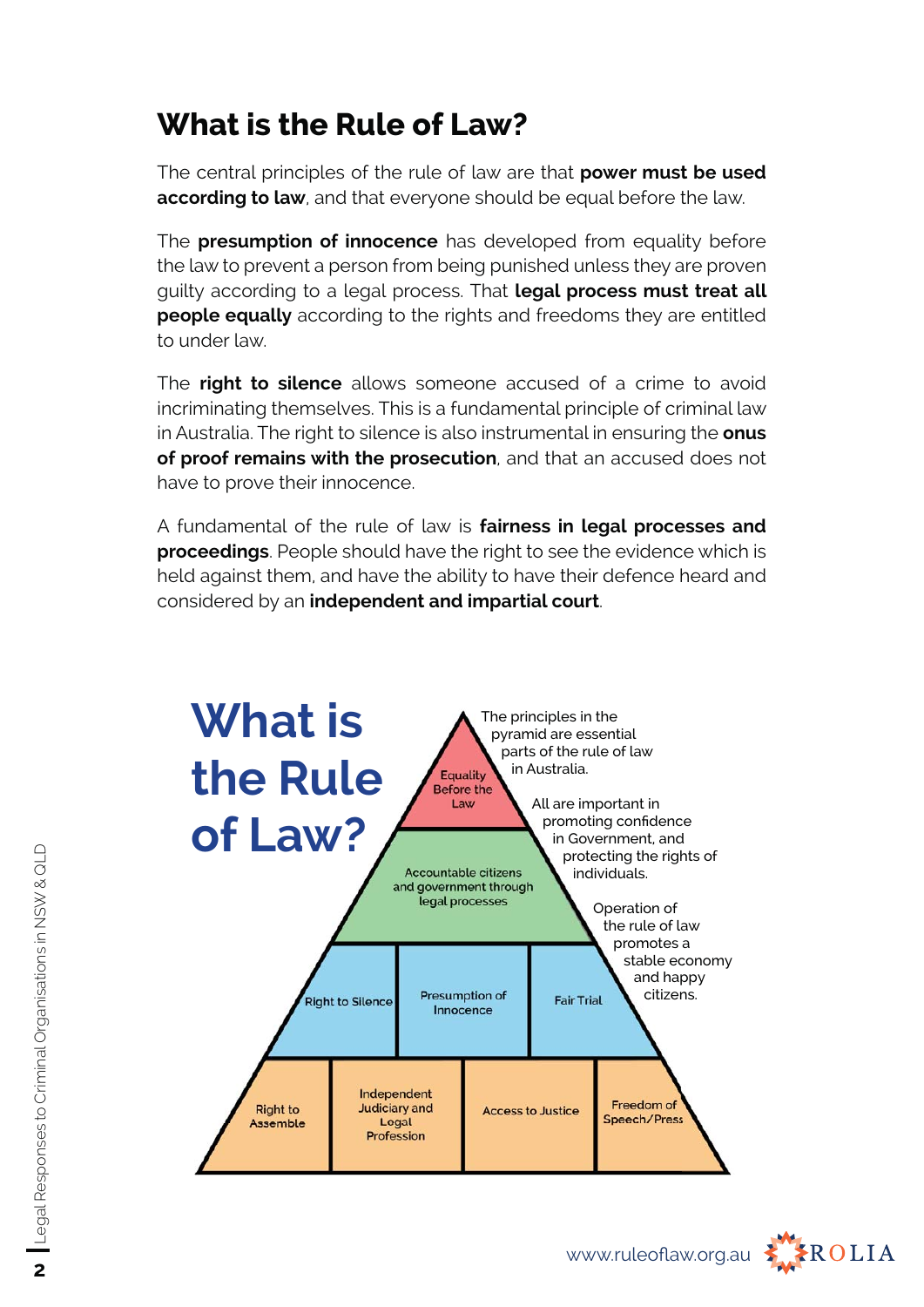# What is the Rule of Law?

The central principles of the rule of law are that **power must be used according to law**, and that everyone should be equal before the law.

The **presumption of innocence** has developed from equality before the law to prevent a person from being punished unless they are proven guilty according to a legal process. That **legal process must treat all people equally** according to the rights and freedoms they are entitled to under law.

The **right to silence** allows someone accused of a crime to avoid incriminating themselves. This is a fundamental principle of criminal law in Australia. The right to silence is also instrumental in ensuring the **onus of proof remains with the prosecution**, and that an accused does not have to prove their innocence.

A fundamental of the rule of law is **fairness in legal processes and proceedings**. People should have the right to see the evidence which is held against them, and have the ability to have their defence heard and considered by an **independent and impartial court**.

## What is the Rule of Law?

- Equality Before the Law
- Accountable citizens and government through legal processes
- Right to Silence | Presumption of Innocence | Fair Trial
- Right to Assemble | Independent Judiciary and Legal Profession | Access to Justice | Freedom of Speech/Press

The principles in the pyramid are essential parts of the rule of law in Australia.

All are important in promoting confidence in Government, and protecting the rights of individuals.

Operation of the rule of law promotes a stable economy and happy citizens.

www.ruleoflaw.org.au ROLIA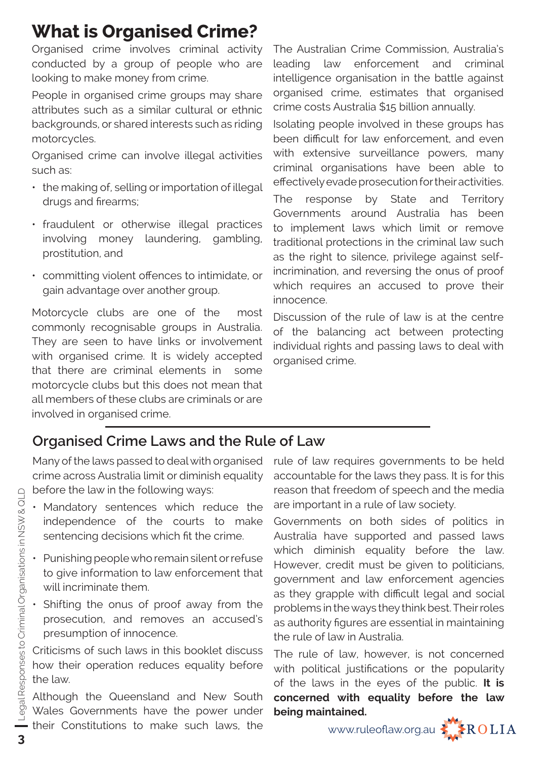# What is Organised Crime?

Organised crime involves criminal activity conducted by a group of people who are looking to make money from crime.

People in organised crime groups may share attributes such as a similar cultural or ethnic backgrounds, or shared interests such as riding motorcycles.

Organised crime can involve illegal activities such as:

- the making of, selling or importation of illegal drugs and firearms;
- fraudulent or otherwise illegal practices involving money laundering, gambling, prostitution, and
- committing violent offences to intimidate, or gain advantage over another group.

Motorcycle clubs are one of the most commonly recognisable groups in Australia. They are seen to have links or involvement with organised crime. It is widely accepted that there are criminal elements in some motorcycle clubs but this does not mean that all members of these clubs are criminals or are involved in organised crime.

The Australian Crime Commission, Australia's leading law enforcement and criminal intelligence organisation in the battle against organised crime, estimates that organised crime costs Australia $15 billion annually.

Isolating people involved in these groups has been difficult for law enforcement, and even with extensive surveillance powers, many criminal organisations have been able to effectively evade prosecution for their activities.

The response by State and Territory Governments around Australia has been to implement laws which limit or remove traditional protections in the criminal law such as the right to silence, privilege against self-incrimination, and reversing the onus of proof which requires an accused to prove their innocence.

Discussion of the rule of law is at the centre of the balancing act between protecting individual rights and passing laws to deal with organised crime.

## Organised Crime Laws and the Rule of Law

Many of the laws passed to deal with organised crime across Australia limit or diminish equality before the law in the following ways:

- Mandatory sentences which reduce the independence of the courts to make sentencing decisions which fit the crime.
- Punishing people who remain silent or refuse to give information to law enforcement that will incriminate them.
- Shifting the onus of proof away from the prosecution, and removes an accused's presumption of innocence.

Criticisms of such laws in this booklet discuss how their operation reduces equality before the law.

Although the Queensland and New South Wales Governments have the power under their Constitutions to make such laws, the rule of law requires governments to be held accountable for the laws they pass. It is for this reason that freedom of speech and the media are important in a rule of law society.

Governments on both sides of politics in Australia have supported and passed laws which diminish equality before the law. However, credit must be given to politicians, government and law enforcement agencies as they grapple with difficult legal and social problems in the ways they think best. Their roles as authority figures are essential in maintaining the rule of law in Australia.

The rule of law, however, is not concerned with political justifications or the popularity of the laws in the eyes of the public. **It is concerned with equality before the law being maintained.**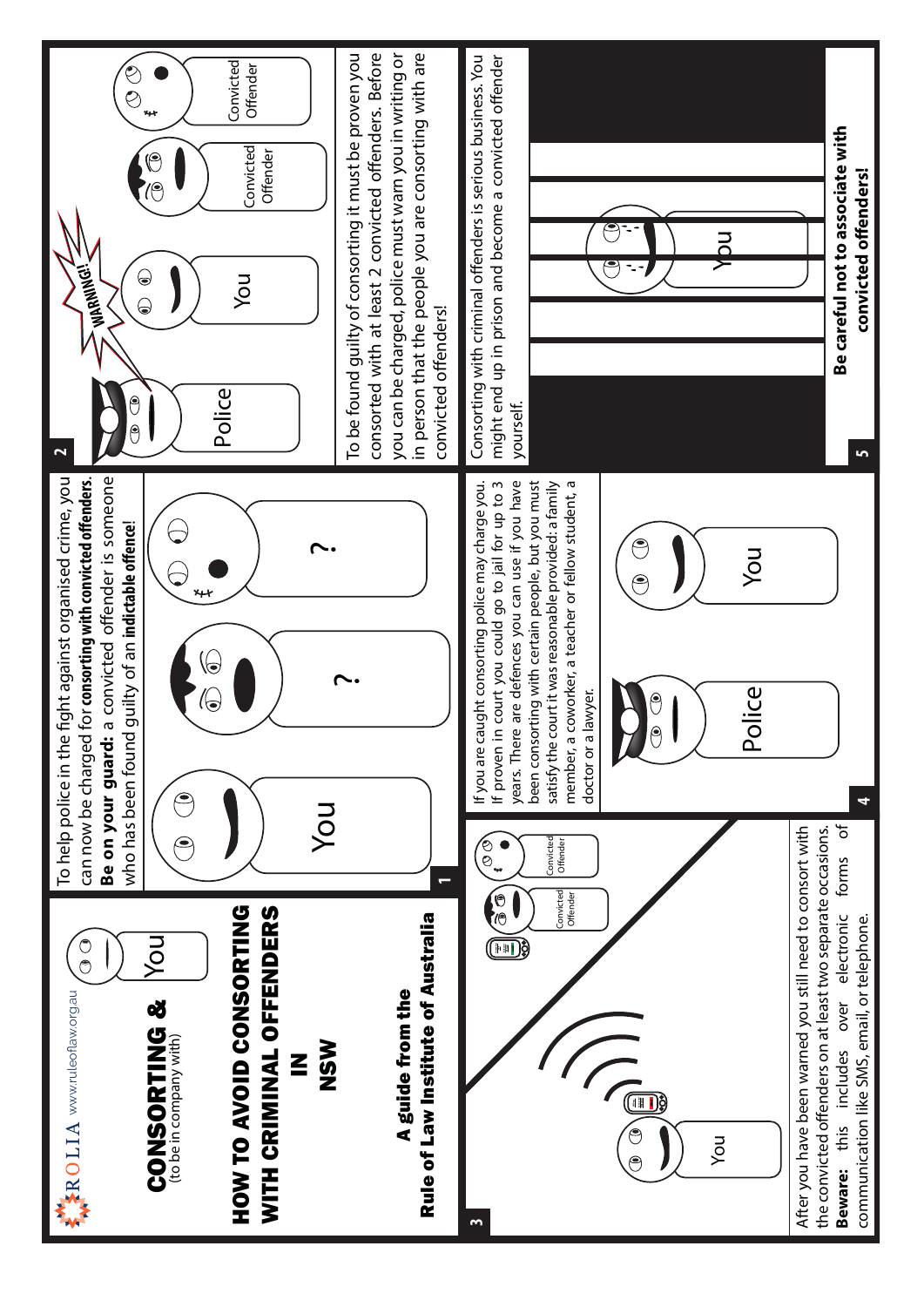ROLIA www.ruleoflaw.org.au

# CONSORTING &
(to be in company with)

## HOW TO AVOID CONSORTING WITH CRIMINAL OFFENDERS IN NSW

A guide from the Rule of Law Institute of Australia

To help police in the fight against organised crime, you can now be charged for **consorting with convicted offenders**. **Be on your guard:** a convicted offender is someone who has been found guilty of an **indictable offence**!

You ? ?

To be found guilty of consorting it must be proven you consorted with at least 2 convicted offenders. Before you can be charged, police must warn you in writing or in person that the people you are consorting with are convicted offenders!

Police WARNING! You Convicted Offender Convicted Offender

After you have been warned you still need to consort with the convicted offenders on at least two separate occasions. **Beware:** this includes over electronic forms of communication like SMS, email, or telephone.

You Convicted Offender Convicted Offender

If you are caught consorting police may charge you. If proven in court you could go to jail for up to 3 years. There are defences you can use if you have been consorting with certain people, but you must satisfy the court it was reasonable provided: a family member, a coworker, a teacher or fellow student, a doctor or a lawyer.

Police You

Consorting with criminal offenders is serious business. You might end up in prison and become a convicted offender yourself.

You

**Be careful not to associate with convicted offenders!**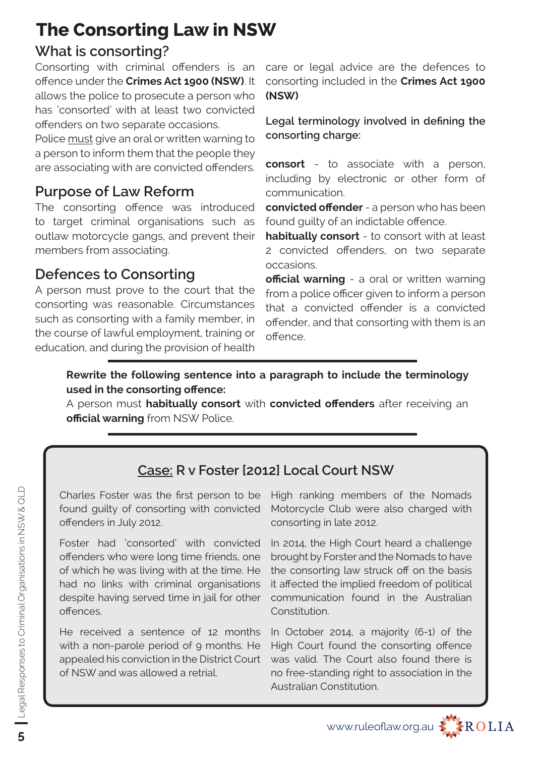# The Consorting Law in NSW

## What is consorting?

Consorting with criminal offenders is an offence under the **Crimes Act 1900 (NSW)**. It allows the police to prosecute a person who has 'consorted' with at least two convicted offenders on two separate occasions.

Police must give an oral or written warning to a person to inform them that the people they are associating with are convicted offenders.

## Purpose of Law Reform

The consorting offence was introduced to target criminal organisations such as outlaw motorcycle gangs, and prevent their members from associating.

## Defences to Consorting

A person must prove to the court that the consorting was reasonable. Circumstances such as consorting with a family member, in the course of lawful employment, training or education, and during the provision of health care or legal advice are the defences to consorting included in the **Crimes Act 1900 (NSW)**

**Legal terminology involved in defining the consorting charge:**

**consort** - to associate with a person, including by electronic or other form of communication.

**convicted offender** - a person who has been found guilty of an indictable offence.

**habitually consort** - to consort with at least 2 convicted offenders, on two separate occasions.

**official warning** - a oral or written warning from a police officer given to inform a person that a convicted offender is a convicted offender, and that consorting with them is an offence.

---

**Rewrite the following sentence into a paragraph to include the terminology used in the consorting offence:**

A person must **habitually consort** with **convicted offenders** after receiving an **official warning** from NSW Police.

---

## Case: R v Foster [2012] Local Court NSW

Charles Foster was the first person to be found guilty of consorting with convicted offenders in July 2012.

Foster had 'consorted' with convicted offenders who were long time friends, one of which he was living with at the time. He had no links with criminal organisations despite having served time in jail for other offences.

He received a sentence of 12 months with a non-parole period of 9 months. He appealed his conviction in the District Court of NSW and was allowed a retrial.

High ranking members of the Nomads Motorcycle Club were also charged with consorting in late 2012.

In 2014, the High Court heard a challenge brought by Forster and the Nomads to have the consorting law struck off on the basis it affected the implied freedom of political communication found in the Australian Constitution.

In October 2014, a majority (6-1) of the High Court found the consorting offence was valid. The Court also found there is no free-standing right to association in the Australian Constitution.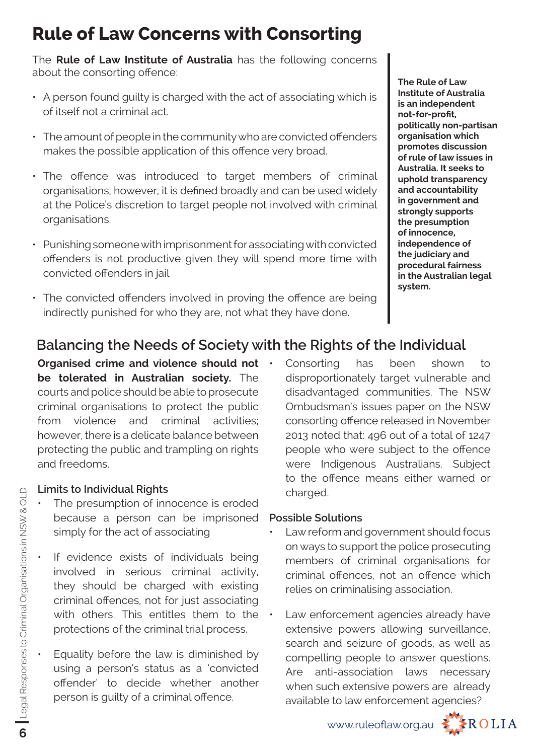# Rule of Law Concerns with Consorting

The **Rule of Law Institute of Australia** has the following concerns about the consorting offence:

- A person found guilty is charged with the act of associating which is of itself not a criminal act.
- The amount of people in the community who are convicted offenders makes the possible application of this offence very broad.
- The offence was introduced to target members of criminal organisations, however, it is defined broadly and can be used widely at the Police's discretion to target people not involved with criminal organisations.
- Punishing someone with imprisonment for associating with convicted offenders is not productive given they will spend more time with convicted offenders in jail
- The convicted offenders involved in proving the offence are being indirectly punished for who they are, not what they have done.

**The Rule of Law Institute of Australia is an independent not-for-profit, politically non-partisan organisation which promotes discussion of rule of law issues in Australia. It seeks to uphold transparency and accountability in government and strongly supports the presumption of innocence, independence of the judiciary and procedural fairness in the Australian legal system.**

## Balancing the Needs of Society with the Rights of the Individual

**Organised crime and violence should not be tolerated in Australian society.** The courts and police should be able to prosecute criminal organisations to protect the public from violence and criminal activities; however, there is a delicate balance between protecting the public and trampling on rights and freedoms.

### Limits to Individual Rights

- The presumption of innocence is eroded because a person can be imprisoned simply for the act of associating
- If evidence exists of individuals being involved in serious criminal activity, they should be charged with existing criminal offences, not for just associating with others. This entitles them to the protections of the criminal trial process.
- Equality before the law is diminished by using a person's status as a 'convicted offender' to decide whether another person is guilty of a criminal offence.
- Consorting has been shown to disproportionately target vulnerable and disadvantaged communities. The NSW Ombudsman's issues paper on the NSW consorting offence released in November 2013 noted that: 496 out of a total of 1247 people who were subject to the offence were Indigenous Australians. Subject to the offence means either warned or charged.

### Possible Solutions

- Law reform and government should focus on ways to support the police prosecuting members of criminal organisations for criminal offences, not an offence which relies on criminalising association.
- Law enforcement agencies already have extensive powers allowing surveillance, search and seizure of goods, as well as compelling people to answer questions. Are anti-association laws necessary when such extensive powers are already available to law enforcement agencies?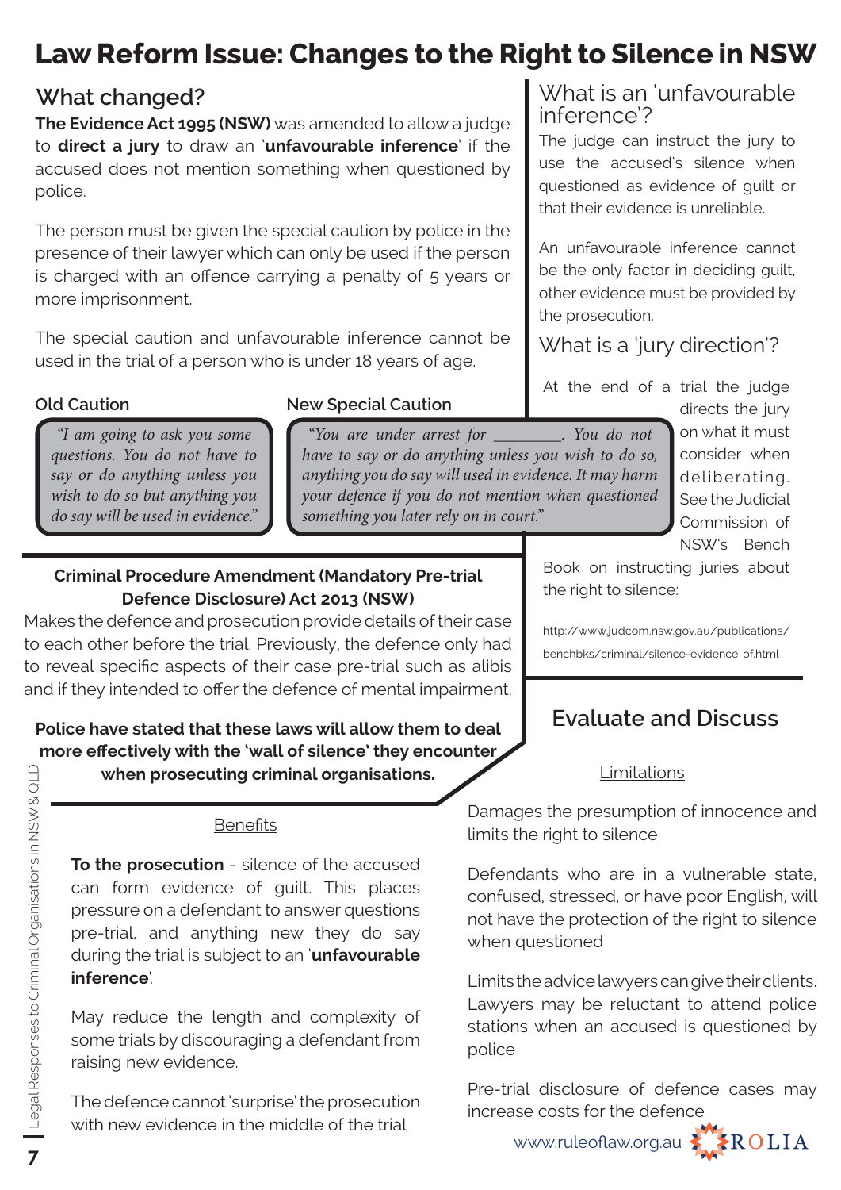# Law Reform Issue: Changes to the Right to Silence in NSW

## What changed?

**The Evidence Act 1995 (NSW)** was amended to allow a judge to **direct a jury** to draw an '**unfavourable inference**' if the accused does not mention something when questioned by police.

The person must be given the special caution by police in the presence of their lawyer which can only be used if the person is charged with an offence carrying a penalty of 5 years or more imprisonment.

The special caution and unfavourable inference cannot be used in the trial of a person who is under 18 years of age.

**Old Caution**

> *"I am going to ask you some questions. You do not have to say or do anything unless you wish to do so but anything you do say will be used in evidence."*

**New Special Caution**

> *"You are under arrest for ________. You do not have to say or do anything unless you wish to do so, anything you do say will used in evidence. It may harm your defence if you do not mention when questioned something you later rely on in court."*

## What is an 'unfavourable inference'?

The judge can instruct the jury to use the accused's silence when questioned as evidence of guilt or that their evidence is unreliable.

An unfavourable inference cannot be the only factor in deciding guilt, other evidence must be provided by the prosecution.

## What is a 'jury direction'?

At the end of a trial the judge directs the jury on what it must consider when deliberating. See the Judicial Commission of NSW's Bench Book on instructing juries about the right to silence:

http://www.judcom.nsw.gov.au/publications/benchbks/criminal/silence-evidence_of.html

### Criminal Procedure Amendment (Mandatory Pre-trial Defence Disclosure) Act 2013 (NSW)

Makes the defence and prosecution provide details of their case to each other before the trial. Previously, the defence only had to reveal specific aspects of their case pre-trial such as alibis and if they intended to offer the defence of mental impairment.

**Police have stated that these laws will allow them to deal more effectively with the 'wall of silence' they encounter when prosecuting criminal organisations.**

## Evaluate and Discuss

<u>Benefits</u>

**To the prosecution** - silence of the accused can form evidence of guilt. This places pressure on a defendant to answer questions pre-trial, and anything new they do say during the trial is subject to an '**unfavourable inference**'.

May reduce the length and complexity of some trials by discouraging a defendant from raising new evidence.

The defence cannot 'surprise' the prosecution with new evidence in the middle of the trial

<u>Limitations</u>

Damages the presumption of innocence and limits the right to silence

Defendants who are in a vulnerable state, confused, stressed, or have poor English, will not have the protection of the right to silence when questioned

Limits the advice lawyers can give their clients. Lawyers may be reluctant to attend police stations when an accused is questioned by police

Pre-trial disclosure of defence cases may increase costs for the defence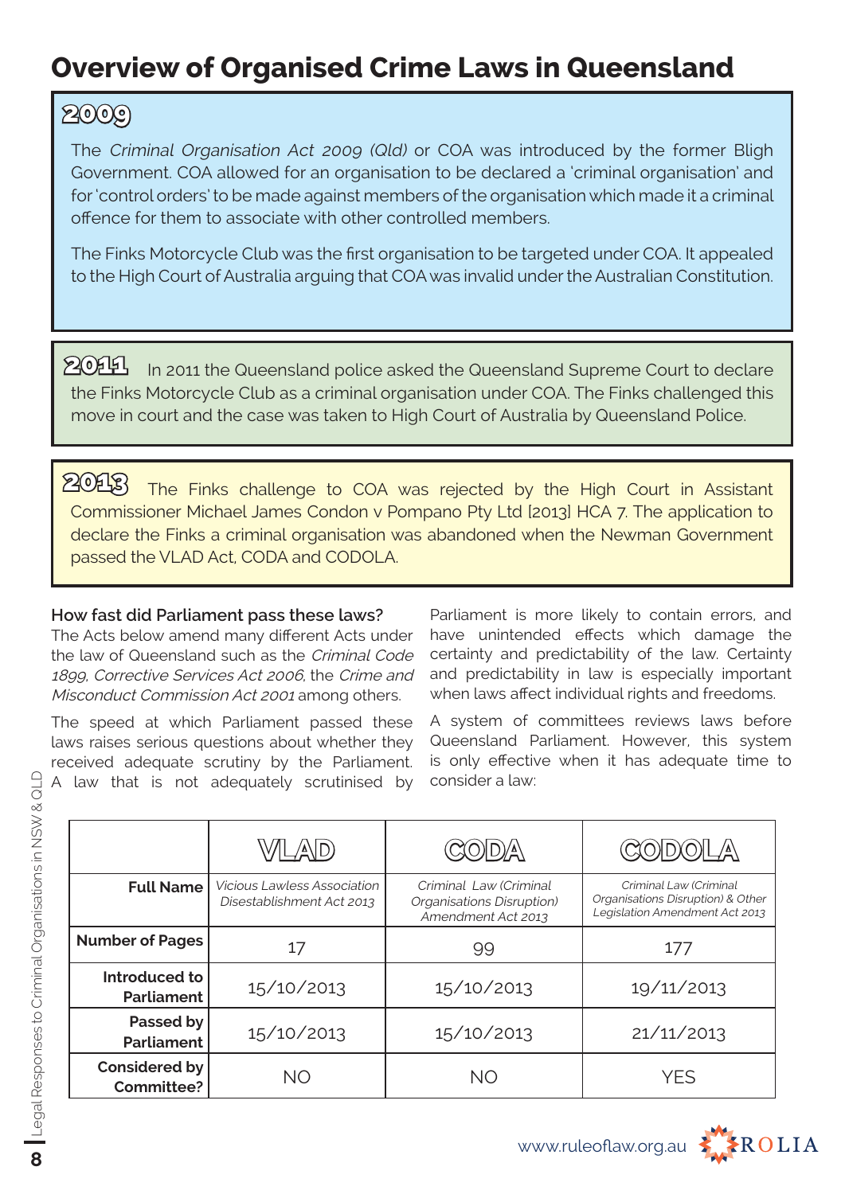# Overview of Organised Crime Laws in Queensland

## 2009

The *Criminal Organisation Act 2009 (Qld)* or COA was introduced by the former Bligh Government. COA allowed for an organisation to be declared a 'criminal organisation' and for 'control orders' to be made against members of the organisation which made it a criminal offence for them to associate with other controlled members.

The Finks Motorcycle Club was the first organisation to be targeted under COA. It appealed to the High Court of Australia arguing that COA was invalid under the Australian Constitution.

## 2011

In 2011 the Queensland police asked the Queensland Supreme Court to declare the Finks Motorcycle Club as a criminal organisation under COA. The Finks challenged this move in court and the case was taken to High Court of Australia by Queensland Police.

## 2013

The Finks challenge to COA was rejected by the High Court in Assistant Commissioner Michael James Condon v Pompano Pty Ltd [2013] HCA 7. The application to declare the Finks a criminal organisation was abandoned when the Newman Government passed the VLAD Act, CODA and CODOLA.

**How fast did Parliament pass these laws?**

The Acts below amend many different Acts under the law of Queensland such as the *Criminal Code 1899*, *Corrective Services Act 2006*, the *Crime and Misconduct Commission Act 2001* among others.

The speed at which Parliament passed these laws raises serious questions about whether they received adequate scrutiny by the Parliament. A law that is not adequately scrutinised by Parliament is more likely to contain errors, and have unintended effects which damage the certainty and predictability of the law. Certainty and predictability in law is especially important when laws affect individual rights and freedoms.

A system of committees reviews laws before Queensland Parliament. However, this system is only effective when it has adequate time to consider a law:

| | VLAD | CODA | CODOLA |
|---|---|---|---|
| **Full Name** | *Vicious Lawless Association Disestablishment Act 2013* | *Criminal Law (Criminal Organisations Disruption) Amendment Act 2013* | *Criminal Law (Criminal Organisations Disruption) & Other Legislation Amendment Act 2013* |
| **Number of Pages** | 17 | 99 | 177 |
| **Introduced to Parliament** | 15/10/2013 | 15/10/2013 | 19/11/2013 |
| **Passed by Parliament** | 15/10/2013 | 15/10/2013 | 21/11/2013 |
| **Considered by Committee?** | NO | NO | YES |

www.ruleoflaw.org.au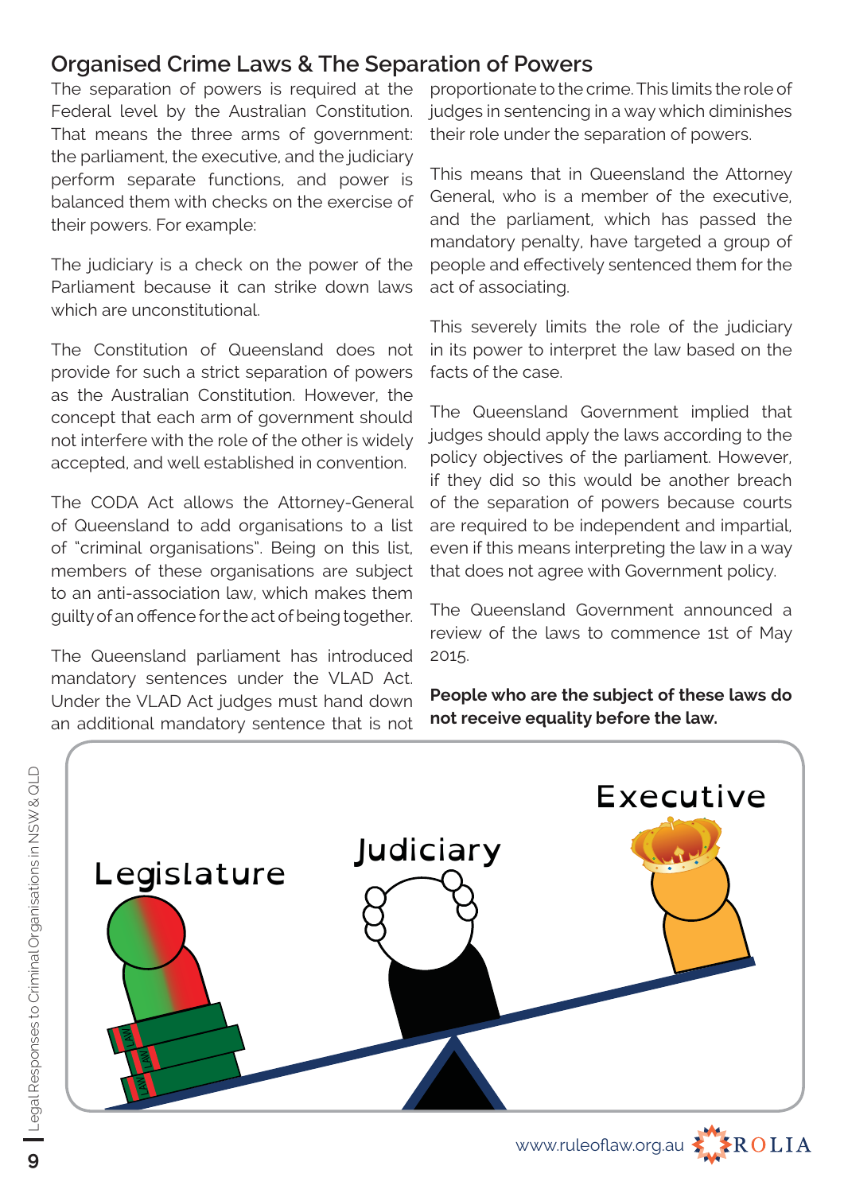## Organised Crime Laws & The Separation of Powers

The separation of powers is required at the Federal level by the Australian Constitution. That means the three arms of government: the parliament, the executive, and the judiciary perform separate functions, and power is balanced them with checks on the exercise of their powers. For example:

The judiciary is a check on the power of the Parliament because it can strike down laws which are unconstitutional.

The Constitution of Queensland does not provide for such a strict separation of powers as the Australian Constitution. However, the concept that each arm of government should not interfere with the role of the other is widely accepted, and well established in convention.

The CODA Act allows the Attorney-General of Queensland to add organisations to a list of "criminal organisations". Being on this list, members of these organisations are subject to an anti-association law, which makes them guilty of an offence for the act of being together.

The Queensland parliament has introduced mandatory sentences under the VLAD Act. Under the VLAD Act judges must hand down an additional mandatory sentence that is not proportionate to the crime. This limits the role of judges in sentencing in a way which diminishes their role under the separation of powers.

This means that in Queensland the Attorney General, who is a member of the executive, and the parliament, which has passed the mandatory penalty, have targeted a group of people and effectively sentenced them for the act of associating.

This severely limits the role of the judiciary in its power to interpret the law based on the facts of the case.

The Queensland Government implied that judges should apply the laws according to the policy objectives of the parliament. However, if they did so this would be another breach of the separation of powers because courts are required to be independent and impartial, even if this means interpreting the law in a way that does not agree with Government policy.

The Queensland Government announced a review of the laws to commence 1st of May 2015.

**People who are the subject of these laws do not receive equality before the law.**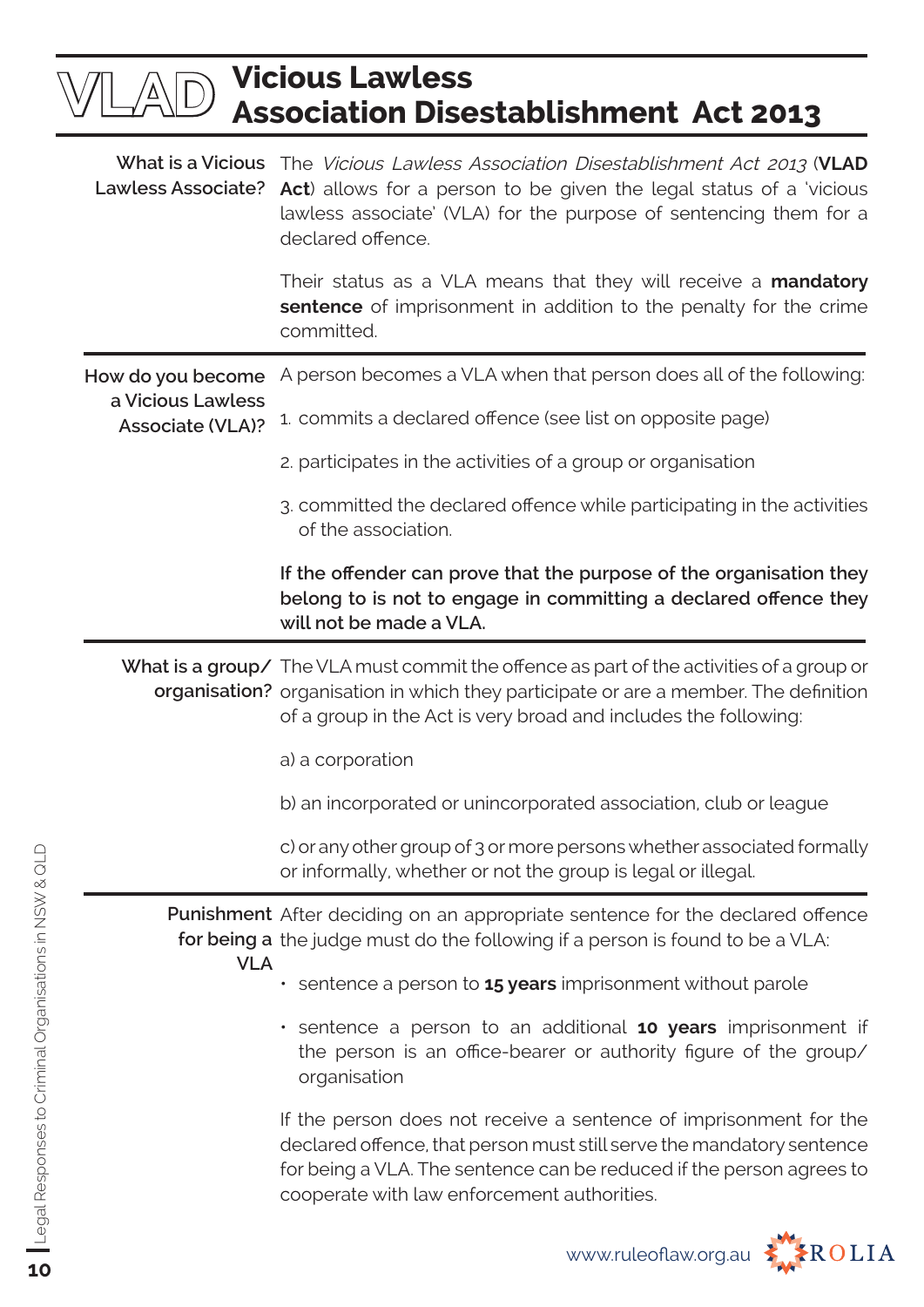# VLAD Vicious Lawless Association Disestablishment Act 2013

**What is a Vicious Lawless Associate?**

The *Vicious Lawless Association Disestablishment Act 2013* (**VLAD Act**) allows for a person to be given the legal status of a 'vicious lawless associate' (VLA) for the purpose of sentencing them for a declared offence.

Their status as a VLA means that they will receive a **mandatory sentence** of imprisonment in addition to the penalty for the crime committed.

**How do you become a Vicious Lawless Associate (VLA)?**

A person becomes a VLA when that person does all of the following:

1. commits a declared offence (see list on opposite page)
2. participates in the activities of a group or organisation
3. committed the declared offence while participating in the activities of the association.

**If the offender can prove that the purpose of the organisation they belong to is not to engage in committing a declared offence they will not be made a VLA.**

**What is a group/organisation?**

The VLA must commit the offence as part of the activities of a group or organisation in which they participate or are a member. The definition of a group in the Act is very broad and includes the following:

a) a corporation

b) an incorporated or unincorporated association, club or league

c) or any other group of 3 or more persons whether associated formally or informally, whether or not the group is legal or illegal.

**Punishment for being a VLA**

After deciding on an appropriate sentence for the declared offence the judge must do the following if a person is found to be a VLA:

- sentence a person to **15 years** imprisonment without parole
- sentence a person to an additional **10 years** imprisonment if the person is an office-bearer or authority figure of the group/organisation

If the person does not receive a sentence of imprisonment for the declared offence, that person must still serve the mandatory sentence for being a VLA. The sentence can be reduced if the person agrees to cooperate with law enforcement authorities.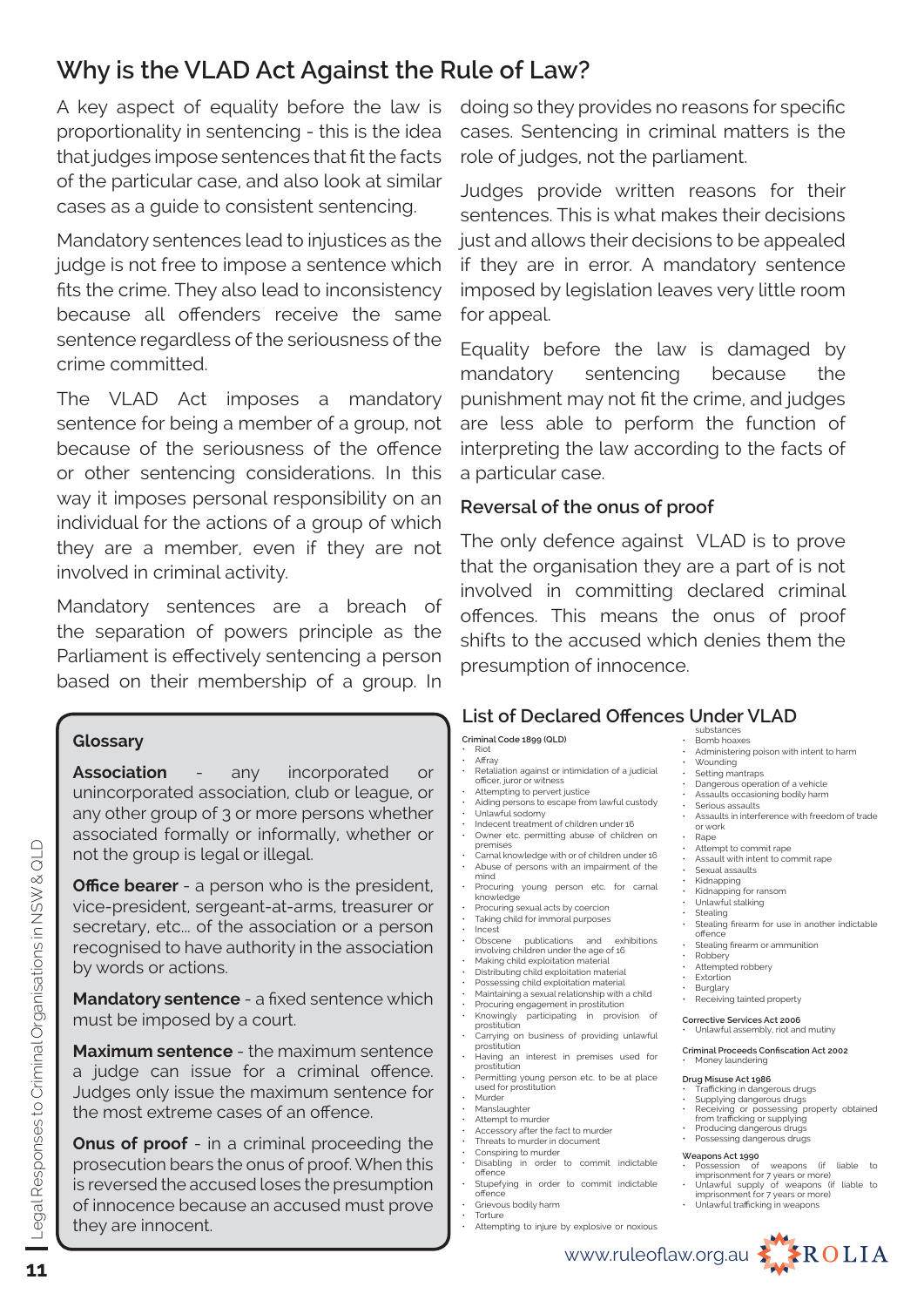## Why is the VLAD Act Against the Rule of Law?

A key aspect of equality before the law is proportionality in sentencing - this is the idea that judges impose sentences that fit the facts of the particular case, and also look at similar cases as a guide to consistent sentencing.

Mandatory sentences lead to injustices as the judge is not free to impose a sentence which fits the crime. They also lead to inconsistency because all offenders receive the same sentence regardless of the seriousness of the crime committed.

The VLAD Act imposes a mandatory sentence for being a member of a group, not because of the seriousness of the offence or other sentencing considerations. In this way it imposes personal responsibility on an individual for the actions of a group of which they are a member, even if they are not involved in criminal activity.

Mandatory sentences are a breach of the separation of powers principle as the Parliament is effectively sentencing a person based on their membership of a group. In doing so they provides no reasons for specific cases. Sentencing in criminal matters is the role of judges, not the parliament.

Judges provide written reasons for their sentences. This is what makes their decisions just and allows their decisions to be appealed if they are in error. A mandatory sentence imposed by legislation leaves very little room for appeal.

Equality before the law is damaged by mandatory sentencing because the punishment may not fit the crime, and judges are less able to perform the function of interpreting the law according to the facts of a particular case.

### Reversal of the onus of proof

The only defence against VLAD is to prove that the organisation they are a part of is not involved in committing declared criminal offences. This means the onus of proof shifts to the accused which denies them the presumption of innocence.

### Glossary

**Association** - any incorporated or unincorporated association, club or league, or any other group of 3 or more persons whether associated formally or informally, whether or not the group is legal or illegal.

**Office bearer** - a person who is the president, vice-president, sergeant-at-arms, treasurer or secretary, etc... of the association or a person recognised to have authority in the association by words or actions.

**Mandatory sentence** - a fixed sentence which must be imposed by a court.

**Maximum sentence** - the maximum sentence a judge can issue for a criminal offence. Judges only issue the maximum sentence for the most extreme cases of an offence.

**Onus of proof** - in a criminal proceeding the prosecution bears the onus of proof. When this is reversed the accused loses the presumption of innocence because an accused must prove they are innocent.

### List of Declared Offences Under VLAD

**Criminal Code 1899 (QLD)**

- Riot
- Affray
- Retaliation against or intimidation of a judicial officer, juror or witness
- Attempting to pervert justice
- Aiding persons to escape from lawful custody
- Unlawful sodomy
- Indecent treatment of children under 16
- Owner etc. permitting abuse of children on premises
- Carnal knowledge with or of children under 16
- Abuse of persons with an impairment of the mind
- Procuring young person etc. for carnal knowledge
- Procuring sexual acts by coercion
- Taking child for immoral purposes
- Incest
- Obscene publications and exhibitions involving children under the age of 16
- Making child exploitation material
- Distributing child exploitation material
- Possessing child exploitation material
- Maintaining a sexual relationship with a child
- Procuring engagement in prostitution
- Knowingly participating in provision of prostitution
- Carrying on business of providing unlawful prostitution
- Having an interest in premises used for prostitution
- Permitting young person etc. to be at place used for prostitution
- Murder
- Manslaughter
- Attempt to murder
- Accessory after the fact to murder
- Threats to murder in document
- Conspiring to murder
- Disabling in order to commit indictable offence
- Stupefying in order to commit indictable offence
- Grievous bodily harm
- Torture
- Attempting to injure by explosive or noxious substances
- Bomb hoaxes
- Administering poison with intent to harm
- Wounding
- Setting mantraps
- Dangerous operation of a vehicle
- Assaults occasioning bodily harm
- Serious assaults
- Assaults in interference with freedom of trade or work
- Rape
- Attempt to commit rape
- Assault with intent to commit rape
- Sexual assaults
- Kidnapping
- Kidnapping for ransom
- Unlawful stalking
- Stealing
- Stealing firearm for use in another indictable offence
- Stealing firearm or ammunition
- Robbery
- Attempted robbery
- Extortion
- Burglary
- Receiving tainted property

**Corrective Services Act 2006**

- Unlawful assembly, riot and mutiny

**Criminal Proceeds Confiscation Act 2002**

- Money laundering

**Drug Misuse Act 1986**

- Trafficking in dangerous drugs
- Supplying dangerous drugs
- Receiving or possessing property obtained from trafficking or supplying
- Producing dangerous drugs
- Possessing dangerous drugs

**Weapons Act 1990**

- Possession of weapons (if liable to imprisonment for 7 years or more)
- Unlawful supply of weapons (if liable to imprisonment for 7 years or more)
- Unlawful trafficking in weapons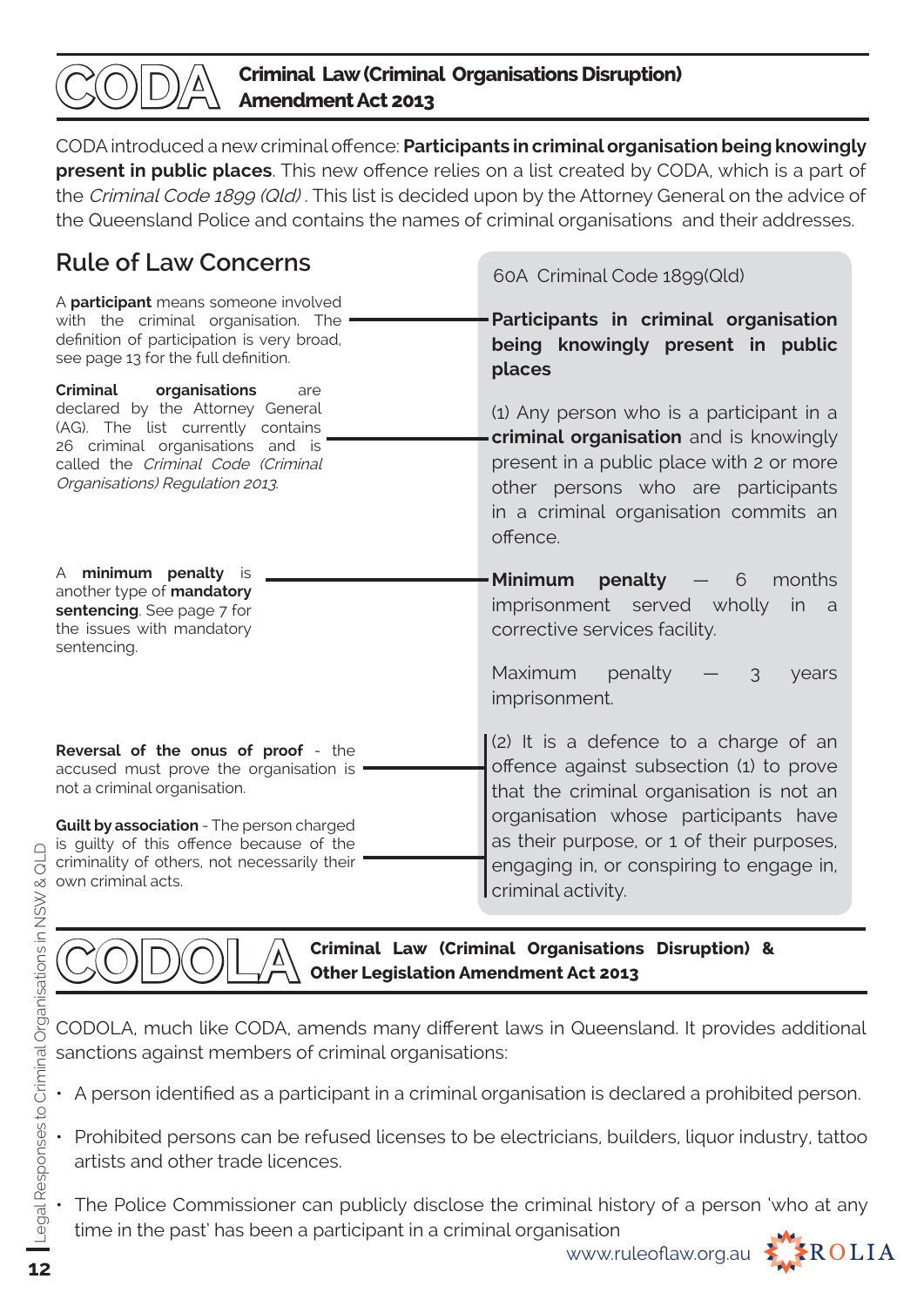## CODA — Criminal Law (Criminal Organisations Disruption) Amendment Act 2013

CODA introduced a new criminal offence: **Participants in criminal organisation being knowingly present in public places**. This new offence relies on a list created by CODA, which is a part of the *Criminal Code 1899 (Qld)*. This list is decided upon by the Attorney General on the advice of the Queensland Police and contains the names of criminal organisations and their addresses.

### Rule of Law Concerns

A **participant** means someone involved with the criminal organisation. The definition of participation is very broad, see page 13 for the full definition.

**Criminal organisations** are declared by the Attorney General (AG). The list currently contains 26 criminal organisations and is called the *Criminal Code (Criminal Organisations) Regulation 2013*.

A **minimum penalty** is another type of **mandatory sentencing**. See page 7 for the issues with mandatory sentencing.

**Reversal of the onus of proof** - the accused must prove the organisation is not a criminal organisation.

**Guilt by association** - The person charged is guilty of this offence because of the criminality of others, not necessarily their own criminal acts.

> 60A Criminal Code 1899(Qld)
>
> **Participants in criminal organisation being knowingly present in public places**
>
> (1) Any person who is a participant in a **criminal organisation** and is knowingly present in a public place with 2 or more other persons who are participants in a criminal organisation commits an offence.
>
> **Minimum penalty** — 6 months imprisonment served wholly in a corrective services facility.
>
> Maximum penalty — 3 years imprisonment.
>
> (2) It is a defence to a charge of an offence against subsection (1) to prove that the criminal organisation is not an organisation whose participants have as their purpose, or 1 of their purposes, engaging in, or conspiring to engage in, criminal activity.

## CODOLA — Criminal Law (Criminal Organisations Disruption) & Other Legislation Amendment Act 2013

CODOLA, much like CODA, amends many different laws in Queensland. It provides additional sanctions against members of criminal organisations:

- A person identified as a participant in a criminal organisation is declared a prohibited person.
- Prohibited persons can be refused licenses to be electricians, builders, liquor industry, tattoo artists and other trade licences.
- The Police Commissioner can publicly disclose the criminal history of a person 'who at any time in the past' has been a participant in a criminal organisation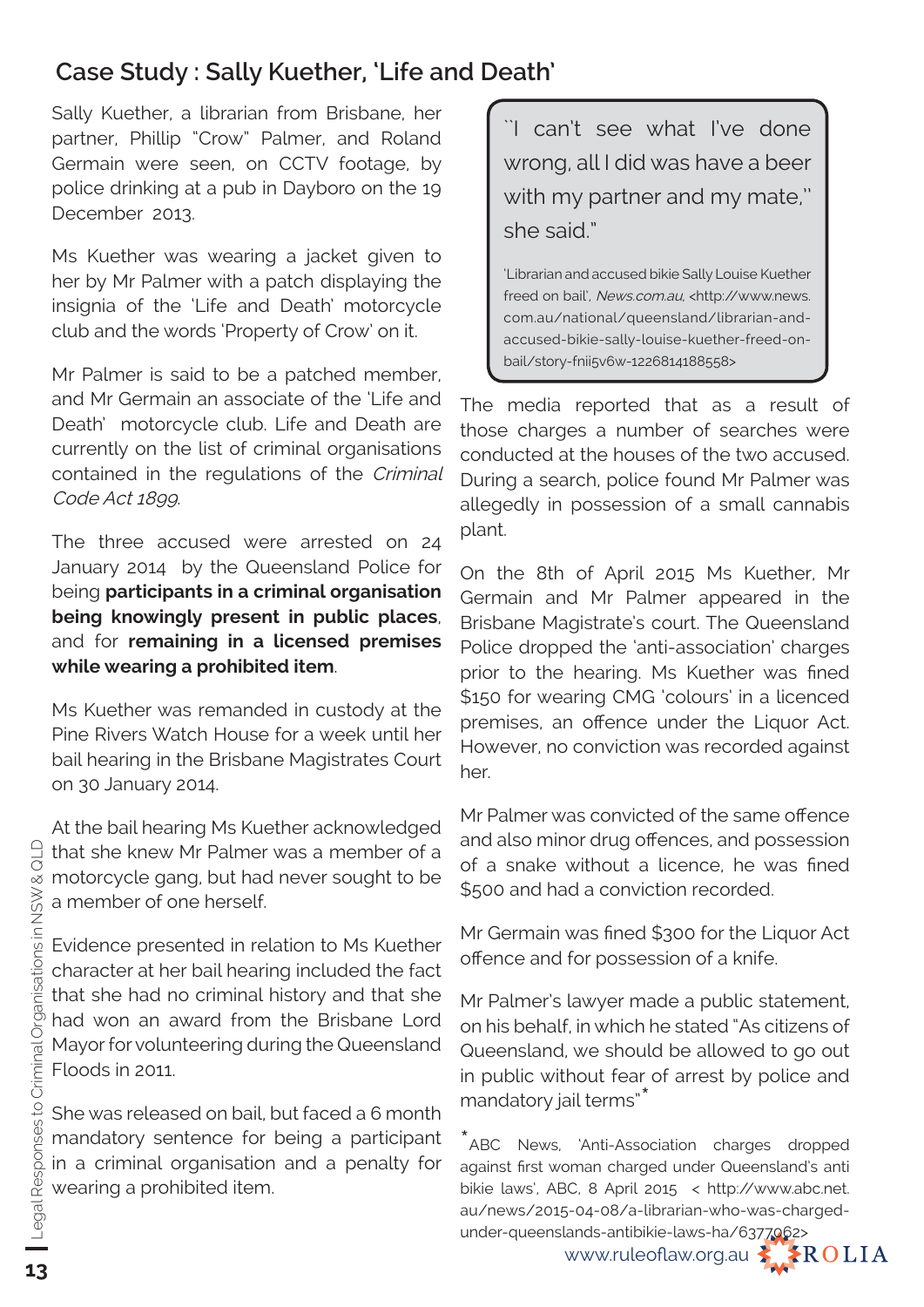## Case Study : Sally Kuether, 'Life and Death'

Sally Kuether, a librarian from Brisbane, her partner, Phillip "Crow" Palmer, and Roland Germain were seen, on CCTV footage, by police drinking at a pub in Dayboro on the 19 December 2013.

Ms Kuether was wearing a jacket given to her by Mr Palmer with a patch displaying the insignia of the 'Life and Death' motorcycle club and the words 'Property of Crow' on it.

Mr Palmer is said to be a patched member, and Mr Germain an associate of the 'Life and Death' motorcycle club. Life and Death are currently on the list of criminal organisations contained in the regulations of the *Criminal Code Act 1899*.

The three accused were arrested on 24 January 2014 by the Queensland Police for being **participants in a criminal organisation being knowingly present in public places**, and for **remaining in a licensed premises while wearing a prohibited item**.

Ms Kuether was remanded in custody at the Pine Rivers Watch House for a week until her bail hearing in the Brisbane Magistrates Court on 30 January 2014.

At the bail hearing Ms Kuether acknowledged that she knew Mr Palmer was a member of a motorcycle gang, but had never sought to be a member of one herself.

Evidence presented in relation to Ms Kuether character at her bail hearing included the fact that she had no criminal history and that she had won an award from the Brisbane Lord Mayor for volunteering during the Queensland Floods in 2011.

She was released on bail, but faced a 6 month mandatory sentence for being a participant in a criminal organisation and a penalty for wearing a prohibited item.

> "I can't see what I've done wrong, all I did was have a beer with my partner and my mate," she said."
>
> 'Librarian and accused bikie Sally Louise Kuether freed on bail', *News.com.au*, <http://www.news.com.au/national/queensland/librarian-and-accused-bikie-sally-louise-kuether-freed-on-bail/story-fnii5v6w-1226814188558>

The media reported that as a result of those charges a number of searches were conducted at the houses of the two accused. During a search, police found Mr Palmer was allegedly in possession of a small cannabis plant.

On the 8th of April 2015 Ms Kuether, Mr Germain and Mr Palmer appeared in the Brisbane Magistrate's court. The Queensland Police dropped the 'anti-association' charges prior to the hearing. Ms Kuether was fined $150 for wearing CMG 'colours' in a licenced premises, an offence under the Liquor Act. However, no conviction was recorded against her.

Mr Palmer was convicted of the same offence and also minor drug offences, and possession of a snake without a licence, he was fined $500 and had a conviction recorded.

Mr Germain was fined $300 for the Liquor Act offence and for possession of a knife.

Mr Palmer's lawyer made a public statement, on his behalf, in which he stated "As citizens of Queensland, we should be allowed to go out in public without fear of arrest by police and mandatory jail terms"*

* ABC News, 'Anti-Association charges dropped against first woman charged under Queensland's anti bikie laws', ABC, 8 April 2015 < http://www.abc.net.au/news/2015-04-08/a-librarian-who-was-charged-under-queenslands-antibikie-laws-ha/6377062>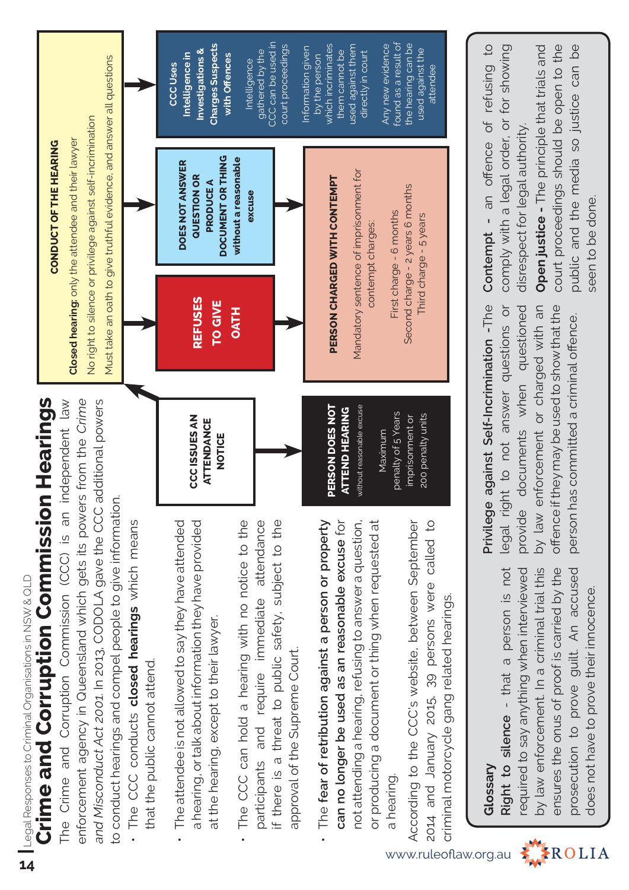# Crime and Corruption Commission Hearings

The Crime and Corruption Commission (CCC) is an independent law enforcement agency in Queensland which gets its powers from the *Crime and Misconduct Act 2001*. In 2013, CODOLA gave the CCC additional powers to conduct hearings and compel people to give information.

- The CCC conducts **closed hearings** which means that the public cannot attend.
- The attendee is not allowed to say they have attended a hearing, or talk about information they have provided at the hearing, except to their lawyer.
- The CCC can hold a hearing with no notice to the participants and require immediate attendance if there is a threat to public safety, subject to the approval of the Supreme Court.
- The **fear of retribution against a person or property can no longer be used as an reasonable excuse** for not attending a hearing, refusing to answer a question, or producing a document or thing when requested at a hearing.

According to the CCC's website, between September 2014 and January 2015, 39 persons were called to criminal motorcycle gang related hearings.

**CCC ISSUES AN ATTENDANCE NOTICE**

**PERSON DOES NOT ATTEND HEARING** without reasonable excuse

Maximum penalty of 5 Years imprisonment or 200 penalty units

**CONDUCT OF THE HEARING**

**Closed hearing:** only the attendee and their lawyer

No right to silence or privilege against self-incrimination

Must take an oath to give truthful evidence, and answer all questions

**REFUSES TO GIVE OATH**

**DOES NOT ANSWER QUESTION OR PRODUCE A DOCUMENT OR THING without a reasonable excuse**

**PERSON CHARGED WITH CONTEMPT**

Mandatory sentence of imprisonment for contempt charges:

First charge - 6 months
Second charge - 2 years 6 months
Third charge - 5 years

**CCC Uses Intelligence in Investigations & Charges Suspects with Offences**

Intelligence gathered by the CCC can be used in court proceedings

Information given by the person which incriminates them cannot be used against them directly in court

Any new evidence found as a result of the hearing can be used against the attendee

## Glossary

**Right to silence** - that a person is not required to say anything when interviewed by law enforcement. In a criminal trial this ensures the onus of proof is carried by the prosecution to prove guilt. An accused does not have to prove their innocence.

**Privilege against Self-Incrimination** -The legal right to not answer questions or provide documents when questioned by law enforcement or charged with an offence if they may be used to show that the person has committed a criminal offence.

**Contempt** - an offence of refusing to comply with a legal order, or for showing disrespect for legal authority.

**Open justice** - The principle that trials and court proceedings should be open to the public and the media so justice can be seen to be done.

www.ruleoflaw.org.au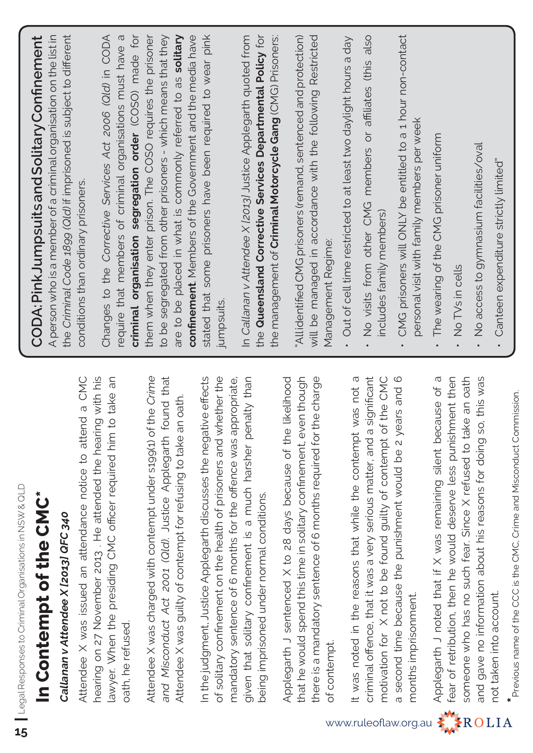# In Contempt of the CMC*

***Callanan v Attendee X [2013] QFC 340***

Attendee X was issued an attendance notice to attend a CMC hearing on 27 November 2013 . He attended the hearing with his lawyer. When the presiding CMC officer required him to take an oath, he refused.

Attendee X was charged with contempt under s199(1) of the *Crime and Misconduct Act 2001 (Qld)*. Justice Applegarth found that Attendee X was guilty of contempt for refusing to take an oath.

In the judgment, Justice Applegarth discusses the negative effects of solitary confinement on the health of prisoners and whether the mandatory sentence of 6 months for the offence was appropriate, given that solitary confinement is a much harsher penalty than being imprisoned under normal conditions.

Applegarth J sentenced X to 28 days because of the likelihood that he would spend this time in solitary confinement, even though there is a mandatory sentence of 6 months required for the charge of contempt.

It was noted in the reasons that while the contempt was not a criminal offence, that it was a very serious matter, and a significant motivation for X not to be found guilty of contempt of the CMC a second time because the punishment would be 2 years and 6 months imprisonment.

Applegarth J noted that if X was remaining silent because of a fear of retribution, then he would deserve less punishment then someone who has no such fear. Since X refused to take an oath and gave no information about his reasons for doing so, this was not taken into account.

\* Previous name of the CCC is the CMC, Crime and Misconduct Commission.

## CODA: Pink Jumpsuits and Solitary Confinement

A person who is a member of a criminal organisation on the list in the *Criminal Code 1899 (Qld)* if imprisoned is subject to different conditions than ordinary prisoners.

Changes to the *Corrective Services Act 2006 (Qld)* in CODA require that members of criminal organisations must have a **criminal organisation segregation order** (COSO) made for them when they enter prison. The COSO requires the prisoner to be segregated from other prisoners - which means that they are to be placed in what is commonly referred to as **solitary confinement**. Members of the Government and the media have stated that some prisoners have been required to wear pink jumpsuits.

In *Callanan v Attendee X [2013]* Justice Applegarth quoted from the **Queensland Corrective Services Departmental Policy** for the management of **Criminal Motorcycle Gang** (CMG) Prisoners:

"All identified CMG prisoners (remand, sentenced and protection) will be managed in accordance with the following Restricted Management Regime:

- Out of cell time restricted to at least two daylight hours a day
- No visits from other CMG members or affiliates (this also includes family members)
- CMG prisoners will ONLY be entitled to a 1 hour non-contact personal visit with family members per week
- The wearing of the CMG prisoner uniform
- No TVs in cells
- No access to gymnasium facilities/oval
- Canteen expenditure strictly limited"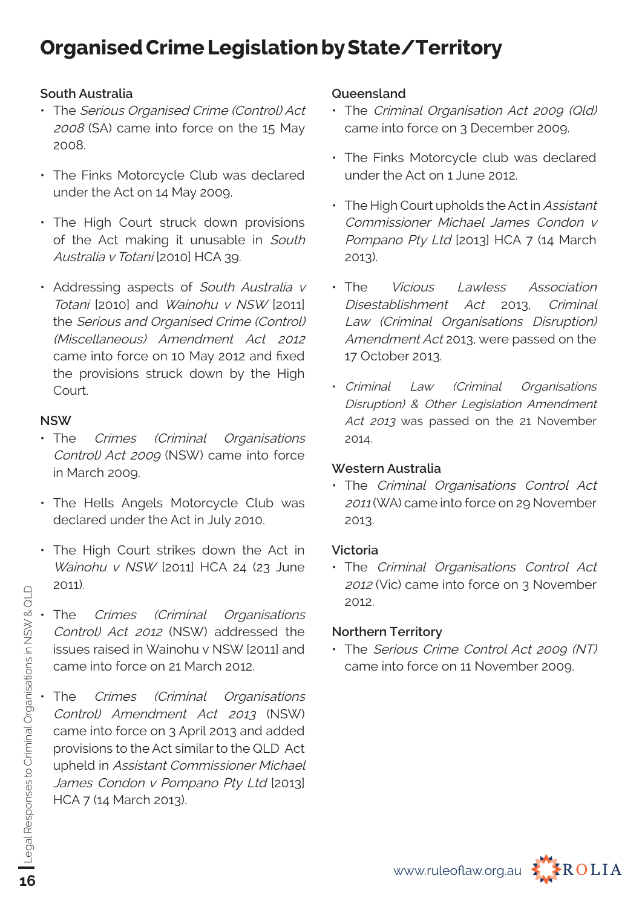# Organised Crime Legislation by State/Territory

## South Australia

- The *Serious Organised Crime (Control) Act 2008* (SA) came into force on the 15 May 2008.
- The Finks Motorcycle Club was declared under the Act on 14 May 2009.
- The High Court struck down provisions of the Act making it unusable in *South Australia v Totani* [2010] HCA 39.
- Addressing aspects of *South Australia v Totani* [2010] and *Wainohu v NSW* [2011] the *Serious and Organised Crime (Control) (Miscellaneous) Amendment Act 2012* came into force on 10 May 2012 and fixed the provisions struck down by the High Court.

## NSW

- The *Crimes (Criminal Organisations Control) Act 2009* (NSW) came into force in March 2009.
- The Hells Angels Motorcycle Club was declared under the Act in July 2010.
- The High Court strikes down the Act in *Wainohu v NSW* [2011] HCA 24 (23 June 2011).
- The *Crimes (Criminal Organisations Control) Act 2012* (NSW) addressed the issues raised in Wainohu v NSW [2011] and came into force on 21 March 2012.
- The *Crimes (Criminal Organisations Control) Amendment Act 2013* (NSW) came into force on 3 April 2013 and added provisions to the Act similar to the QLD Act upheld in *Assistant Commissioner Michael James Condon v Pompano Pty Ltd* [2013] HCA 7 (14 March 2013).

## Queensland

- The *Criminal Organisation Act 2009 (Qld)* came into force on 3 December 2009.
- The Finks Motorcycle club was declared under the Act on 1 June 2012.
- The High Court upholds the Act in *Assistant Commissioner Michael James Condon v Pompano Pty Ltd* [2013] HCA 7 (14 March 2013).
- The *Vicious Lawless Association Disestablishment Act* 2013, *Criminal Law (Criminal Organisations Disruption) Amendment Act* 2013, were passed on the 17 October 2013.
- *Criminal Law (Criminal Organisations Disruption) & Other Legislation Amendment Act 2013* was passed on the 21 November 2014.

## Western Australia

- The *Criminal Organisations Control Act 2011* (WA) came into force on 29 November 2013.

## Victoria

- The *Criminal Organisations Control Act 2012* (Vic) came into force on 3 November 2012.

## Northern Territory

- The *Serious Crime Control Act 2009 (NT)* came into force on 11 November 2009.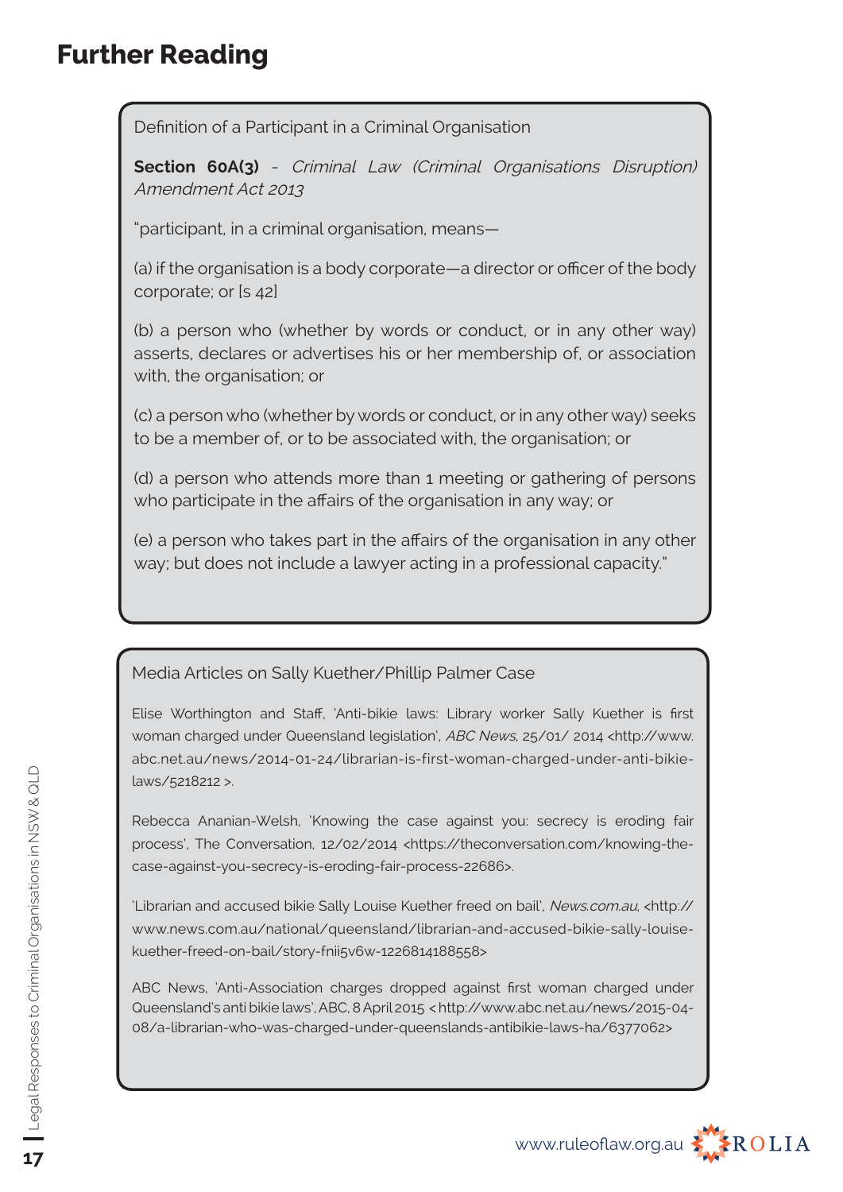# Further Reading

Definition of a Participant in a Criminal Organisation

**Section 60A(3)** - *Criminal Law (Criminal Organisations Disruption) Amendment Act 2013*

"participant, in a criminal organisation, means—

(a) if the organisation is a body corporate—a director or officer of the body corporate; or [s 42]

(b) a person who (whether by words or conduct, or in any other way) asserts, declares or advertises his or her membership of, or association with, the organisation; or

(c) a person who (whether by words or conduct, or in any other way) seeks to be a member of, or to be associated with, the organisation; or

(d) a person who attends more than 1 meeting or gathering of persons who participate in the affairs of the organisation in any way; or

(e) a person who takes part in the affairs of the organisation in any other way; but does not include a lawyer acting in a professional capacity."

Media Articles on Sally Kuether/Phillip Palmer Case

Elise Worthington and Staff, 'Anti-bikie laws: Library worker Sally Kuether is first woman charged under Queensland legislation', *ABC News*, 25/01/ 2014 <http://www.abc.net.au/news/2014-01-24/librarian-is-first-woman-charged-under-anti-bikie-laws/5218212 >.

Rebecca Ananian-Welsh, 'Knowing the case against you: secrecy is eroding fair process', The Conversation, 12/02/2014 <https://theconversation.com/knowing-the-case-against-you-secrecy-is-eroding-fair-process-22686>.

'Librarian and accused bikie Sally Louise Kuether freed on bail', *News.com.au*, <http://www.news.com.au/national/queensland/librarian-and-accused-bikie-sally-louise-kuether-freed-on-bail/story-fnii5v6w-1226814188558>

ABC News, 'Anti-Association charges dropped against first woman charged under Queensland's anti bikie laws', ABC, 8 April 2015 < http://www.abc.net.au/news/2015-04-08/a-librarian-who-was-charged-under-queenslands-antibikie-laws-ha/6377062>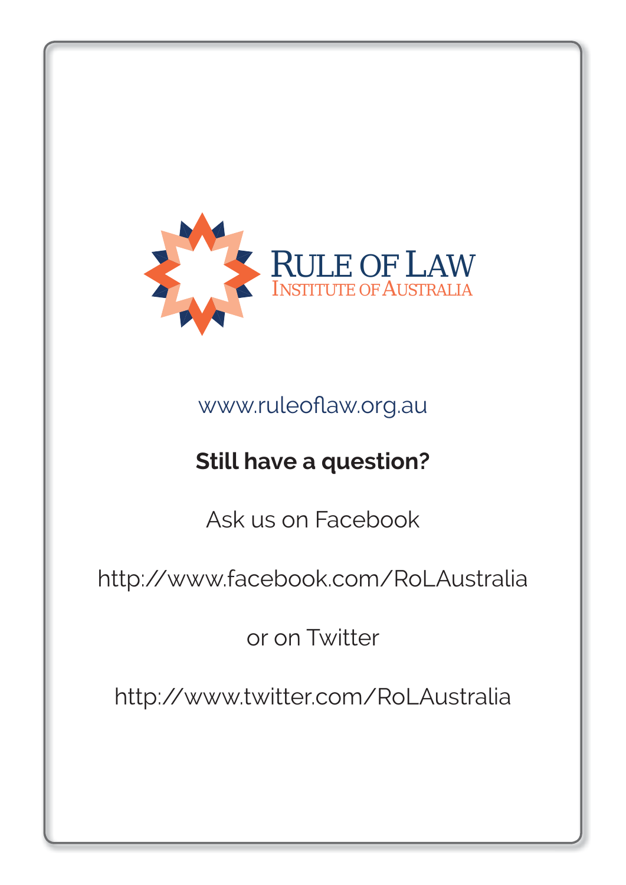RULE OF LAW
INSTITUTE OF AUSTRALIA

www.ruleoflaw.org.au

**Still have a question?**

Ask us on Facebook

http://www.facebook.com/RoLAustralia

or on Twitter

http://www.twitter.com/RoLAustralia